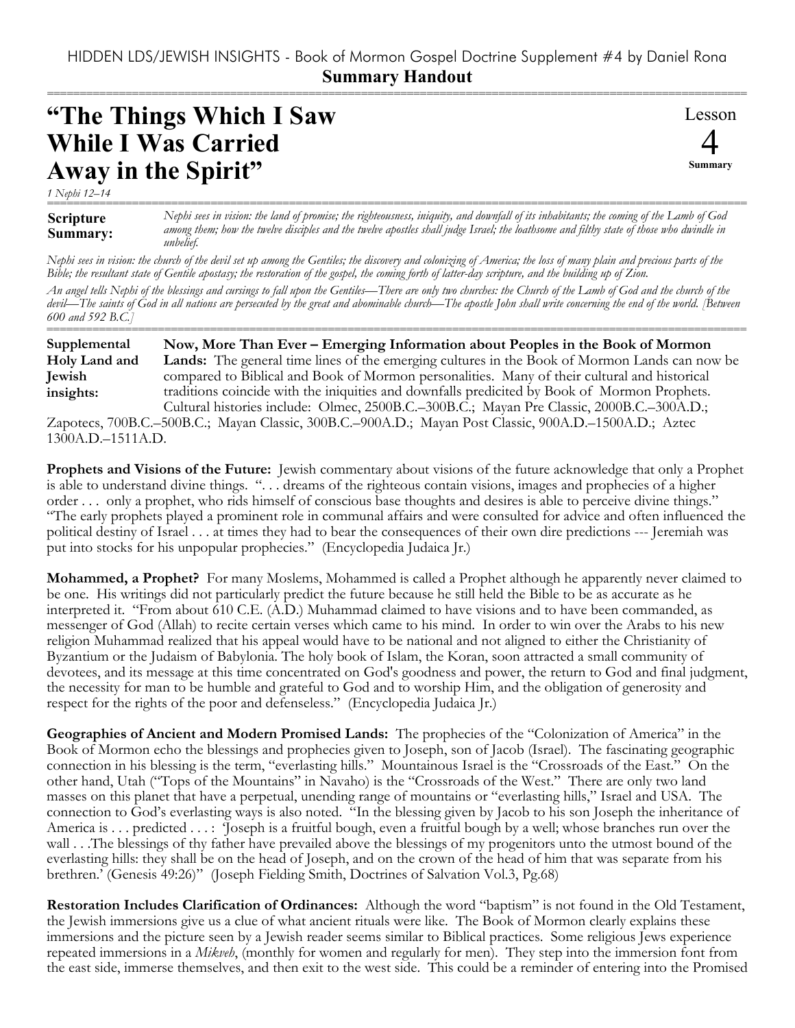HIDDEN LDS/JEWISH INSIGHTS - Book of Mormon Gospel Doctrine Supplement #4 by Daniel Rona

**Summary Handout**

# "The Things Which I Saw While I Was Carried Away in the Spirit"

Lesson 4 Summary

*1 Nephi 12–14*

**Scripture Summary:** *Nephi sees in vision: the land of promise; the righteousness, iniquity, and downfall of its inhabitants; the coming of the Lamb of God among them; how the twelve disciples and the twelve apostles shall judge Israel; the loathsome and filthy state of those who dwindle in unbelief.*

*Nephi sees in vision: the church of the devil set up among the Gentiles; the discovery and colonizing of America; the loss of many plain and precious parts of the Bible; the resultant state of Gentile apostasy; the restoration of the gospel, the coming forth of latter-day scripture, and the building up of Zion.*

*An angel tells Nephi of the blessings and cursings to fall upon the Gentiles—There are only two churches: the Church of the Lamb of God and the church of the devil—The saints of God in all nations are persecuted by the great and abominable church—The apostle John shall write concerning the end of the world. [Between 600 and 592 B.C.]*

**Supplemental Holy Land and Jewish insights:** **Now, More Than Ever – Emerging Information about Peoples in the Book of Mormon Lands:** The general time lines of the emerging cultures in the Book of Mormon Lands can now be compared to Biblical and Book of Mormon personalities. Many of their cultural and historical traditions coincide with the iniquities and downfalls predicited by Book of Mormon Prophets. Cultural histories include: Olmec, 2500B.C.–300B.C.; Mayan Pre Classic, 2000B.C.–300A.D.; Zapotecs, 700B.C.–500B.C.; Mayan Classic, 300B.C.–900A.D.; Mayan Post Classic, 900A.D.–1500A.D.; Aztec 1300A.D.–1511A.D.

**Prophets and Visions of the Future:** Jewish commentary about visions of the future acknowledge that only a Prophet is able to understand divine things. ". . . dreams of the righteous contain visions, images and prophecies of a higher order . . . only a prophet, who rids himself of conscious base thoughts and desires is able to perceive divine things." "The early prophets played a prominent role in communal affairs and were consulted for advice and often influenced the political destiny of Israel . . . at times they had to bear the consequences of their own dire predictions --- Jeremiah was put into stocks for his unpopular prophecies." (Encyclopedia Judaica Jr.)

**Mohammed, a Prophet?** For many Moslems, Mohammed is called a Prophet although he apparently never claimed to be one. His writings did not particularly predict the future because he still held the Bible to be as accurate as he interpreted it. "From about 610 C.E. (A.D.) Muhammad claimed to have visions and to have been commanded, as messenger of God (Allah) to recite certain verses which came to his mind. In order to win over the Arabs to his new religion Muhammad realized that his appeal would have to be national and not aligned to either the Christianity of Byzantium or the Judaism of Babylonia. The holy book of Islam, the Koran, soon attracted a small community of devotees, and its message at this time concentrated on God's goodness and power, the return to God and final judgment, the necessity for man to be humble and grateful to God and to worship Him, and the obligation of generosity and respect for the rights of the poor and defenseless." (Encyclopedia Judaica Jr.)

**Geographies of Ancient and Modern Promised Lands:** The prophecies of the "Colonization of America" in the Book of Mormon echo the blessings and prophecies given to Joseph, son of Jacob (Israel). The fascinating geographic connection in his blessing is the term, "everlasting hills." Mountainous Israel is the "Crossroads of the East." On the other hand, Utah ("Tops of the Mountains" in Navaho) is the "Crossroads of the West." There are only two land masses on this planet that have a perpetual, unending range of mountains or "everlasting hills," Israel and USA. The connection to God's everlasting ways is also noted. "In the blessing given by Jacob to his son Joseph the inheritance of America is . . . predicted . . . : 'Joseph is a fruitful bough, even a fruitful bough by a well; whose branches run over the wall . . .The blessings of thy father have prevailed above the blessings of my progenitors unto the utmost bound of the everlasting hills: they shall be on the head of Joseph, and on the crown of the head of him that was separate from his brethren.' (Genesis 49:26)" (Joseph Fielding Smith, Doctrines of Salvation Vol.3, Pg.68)

**Restoration Includes Clarification of Ordinances:** Although the word "baptism" is not found in the Old Testament, the Jewish immersions give us a clue of what ancient rituals were like. The Book of Mormon clearly explains these immersions and the picture seen by a Jewish reader seems similar to Biblical practices. Some religious Jews experience repeated immersions in a *Mikveh*, (monthly for women and regularly for men). They step into the immersion font from the east side, immerse themselves, and then exit to the west side. This could be a reminder of entering into the Promised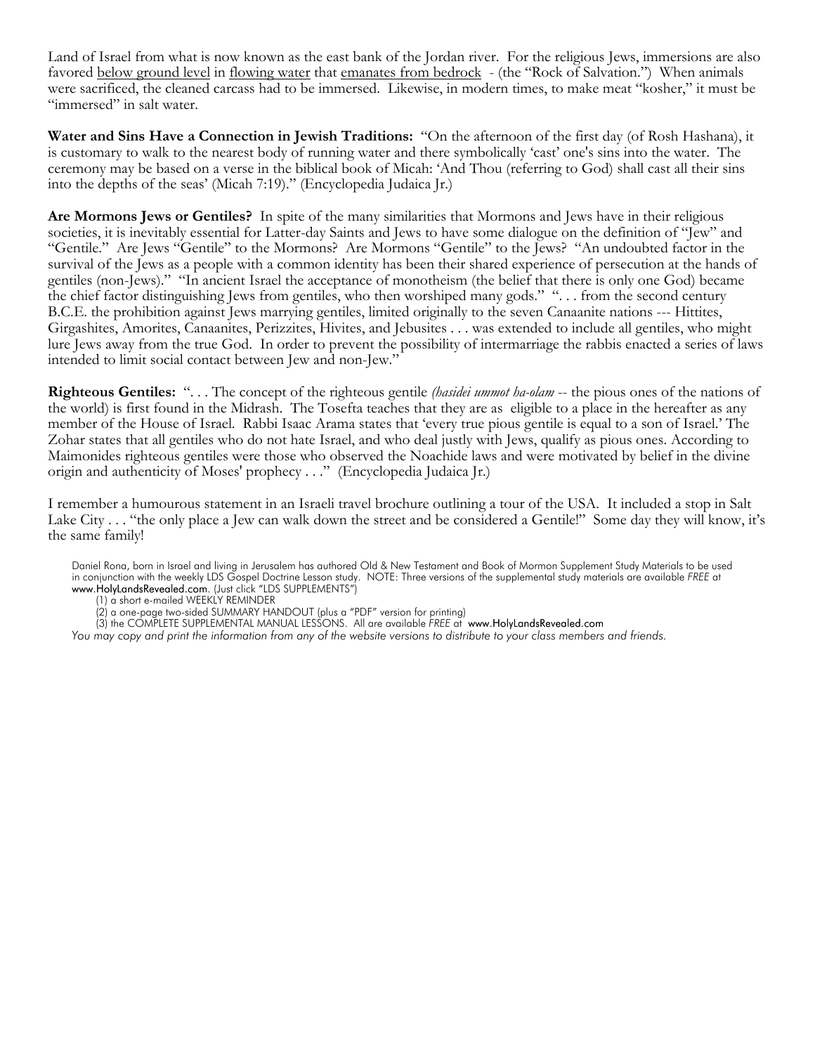Land of Israel from what is now known as the east bank of the Jordan river. For the religious Jews, immersions are also favored <u>below ground level</u> in <u>flowing water</u> that <u>emanates from bedrock</u> - (the "Rock of Salvation.") When animals were sacrificed, the cleaned carcass had to be immersed. Likewise, in modern times, to make meat "kosher," it must be "immersed" in salt water.

**Water and Sins Have a Connection in Jewish Traditions:** "On the afternoon of the first day (of Rosh Hashana), it is customary to walk to the nearest body of running water and there symbolically 'cast' one's sins into the water. The ceremony may be based on a verse in the biblical book of Micah: 'And Thou (referring to God) shall cast all their sins into the depths of the seas' (Micah 7:19)." (Encyclopedia Judaica Jr.)

**Are Mormons Jews or Gentiles?** In spite of the many similarities that Mormons and Jews have in their religious societies, it is inevitably essential for Latter-day Saints and Jews to have some dialogue on the definition of "Jew" and "Gentile." Are Jews "Gentile" to the Mormons? Are Mormons "Gentile" to the Jews? "An undoubted factor in the survival of the Jews as a people with a common identity has been their shared experience of persecution at the hands of gentiles (non-Jews)." "In ancient Israel the acceptance of monotheism (the belief that there is only one God) became the chief factor distinguishing Jews from gentiles, who then worshiped many gods." ". . . from the second century B.C.E. the prohibition against Jews marrying gentiles, limited originally to the seven Canaanite nations --- Hittites, Girgashites, Amorites, Canaanites, Perizzites, Hivites, and Jebusites . . . was extended to include all gentiles, who might lure Jews away from the true God. In order to prevent the possibility of intermarriage the rabbis enacted a series of laws intended to limit social contact between Jew and non-Jew."

**Righteous Gentiles:** ". . . The concept of the righteous gentile *(hasidei ummot ha-olam* -- the pious ones of the nations of the world) is first found in the Midrash. The Tosefta teaches that they are as eligible to a place in the hereafter as any member of the House of Israel. Rabbi Isaac Arama states that 'every true pious gentile is equal to a son of Israel.' The Zohar states that all gentiles who do not hate Israel, and who deal justly with Jews, qualify as pious ones. According to Maimonides righteous gentiles were those who observed the Noachide laws and were motivated by belief in the divine origin and authenticity of Moses' prophecy . . ." (Encyclopedia Judaica Jr.)

I remember a humourous statement in an Israeli travel brochure outlining a tour of the USA. It included a stop in Salt Lake City . . . "the only place a Jew can walk down the street and be considered a Gentile!" Some day they will know, it's the same family!

Daniel Rona, born in Israel and living in Jerusalem has authored Old & New Testament and Book of Mormon Supplement Study Materials to be used in conjunction with the weekly LDS Gospel Doctrine Lesson study. NOTE: Three versions of the supplemental study materials are available *FREE* at www.HolyLandsRevealed.com. (Just click "LDS SUPPLEMENTS")

(1) a short e-mailed WEEKLY REMINDER
(2) a one-page two-sided SUMMARY HANDOUT (plus a "PDF" version for printing)
(3) the COMPLETE SUPPLEMENTAL MANUAL LESSONS. All are available *FREE* at www.HolyLandsRevealed.com

*You may copy and print the information from any of the website versions to distribute to your class members and friends.*